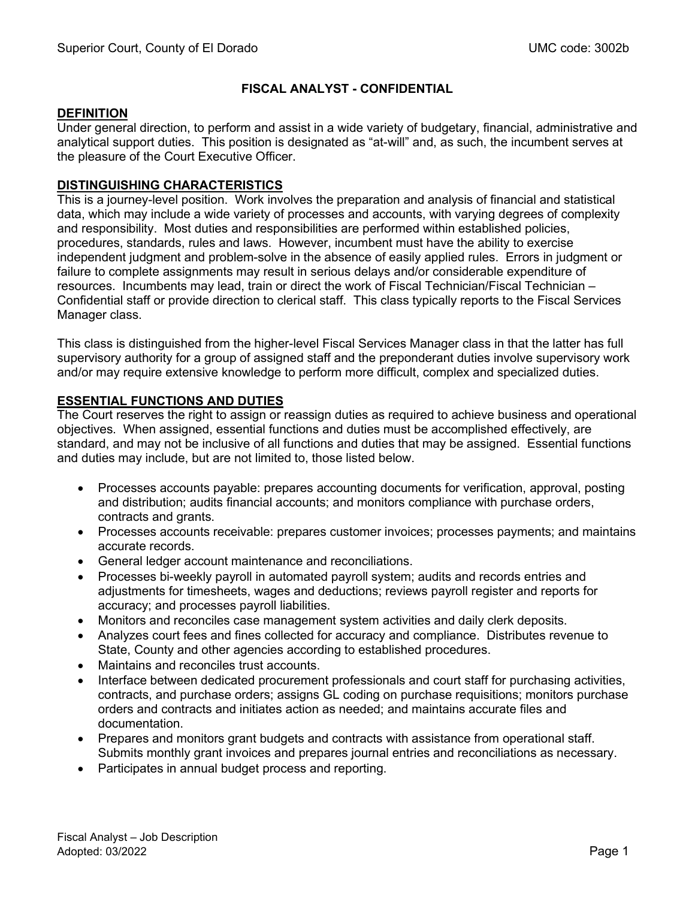Superior Court, County of El Dorado UMC code: 3002b

# FISCAL ANALYST - CONFIDENTIAL

## DEFINITION

Under general direction, to perform and assist in a wide variety of budgetary, financial, administrative and analytical support duties. This position is designated as "at-will" and, as such, the incumbent serves at the pleasure of the Court Executive Officer.

## DISTINGUISHING CHARACTERISTICS

This is a journey-level position. Work involves the preparation and analysis of financial and statistical data, which may include a wide variety of processes and accounts, with varying degrees of complexity and responsibility. Most duties and responsibilities are performed within established policies, procedures, standards, rules and laws. However, incumbent must have the ability to exercise independent judgment and problem-solve in the absence of easily applied rules. Errors in judgment or failure to complete assignments may result in serious delays and/or considerable expenditure of resources. Incumbents may lead, train or direct the work of Fiscal Technician/Fiscal Technician – Confidential staff or provide direction to clerical staff. This class typically reports to the Fiscal Services Manager class.

This class is distinguished from the higher-level Fiscal Services Manager class in that the latter has full supervisory authority for a group of assigned staff and the preponderant duties involve supervisory work and/or may require extensive knowledge to perform more difficult, complex and specialized duties.

## ESSENTIAL FUNCTIONS AND DUTIES

The Court reserves the right to assign or reassign duties as required to achieve business and operational objectives. When assigned, essential functions and duties must be accomplished effectively, are standard, and may not be inclusive of all functions and duties that may be assigned. Essential functions and duties may include, but are not limited to, those listed below.

- Processes accounts payable: prepares accounting documents for verification, approval, posting and distribution; audits financial accounts; and monitors compliance with purchase orders, contracts and grants.
- Processes accounts receivable: prepares customer invoices; processes payments; and maintains accurate records.
- General ledger account maintenance and reconciliations.
- Processes bi-weekly payroll in automated payroll system; audits and records entries and adjustments for timesheets, wages and deductions; reviews payroll register and reports for accuracy; and processes payroll liabilities.
- Monitors and reconciles case management system activities and daily clerk deposits.
- Analyzes court fees and fines collected for accuracy and compliance. Distributes revenue to State, County and other agencies according to established procedures.
- Maintains and reconciles trust accounts.
- Interface between dedicated procurement professionals and court staff for purchasing activities, contracts, and purchase orders; assigns GL coding on purchase requisitions; monitors purchase orders and contracts and initiates action as needed; and maintains accurate files and documentation.
- Prepares and monitors grant budgets and contracts with assistance from operational staff. Submits monthly grant invoices and prepares journal entries and reconciliations as necessary.
- Participates in annual budget process and reporting.

Fiscal Analyst – Job Description
Adopted: 03/2022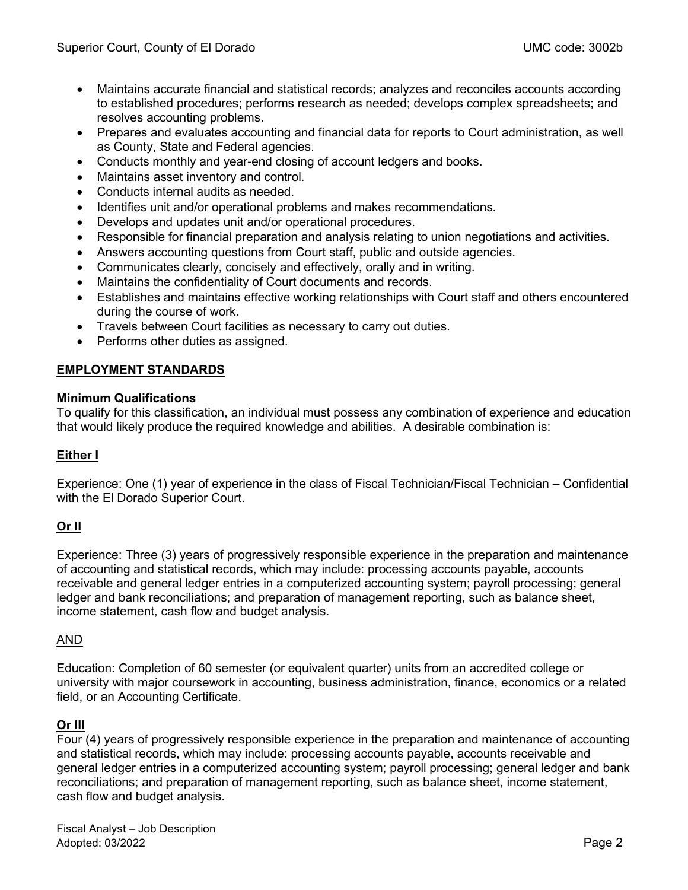- Maintains accurate financial and statistical records; analyzes and reconciles accounts according to established procedures; performs research as needed; develops complex spreadsheets; and resolves accounting problems.
- Prepares and evaluates accounting and financial data for reports to Court administration, as well as County, State and Federal agencies.
- Conducts monthly and year-end closing of account ledgers and books.
- Maintains asset inventory and control.
- Conducts internal audits as needed.
- Identifies unit and/or operational problems and makes recommendations.
- Develops and updates unit and/or operational procedures.
- Responsible for financial preparation and analysis relating to union negotiations and activities.
- Answers accounting questions from Court staff, public and outside agencies.
- Communicates clearly, concisely and effectively, orally and in writing.
- Maintains the confidentiality of Court documents and records.
- Establishes and maintains effective working relationships with Court staff and others encountered during the course of work.
- Travels between Court facilities as necessary to carry out duties.
- Performs other duties as assigned.

## EMPLOYMENT STANDARDS

**Minimum Qualifications**

To qualify for this classification, an individual must possess any combination of experience and education that would likely produce the required knowledge and abilities. A desirable combination is:

**Either I**

Experience: One (1) year of experience in the class of Fiscal Technician/Fiscal Technician – Confidential with the El Dorado Superior Court.

**Or II**

Experience: Three (3) years of progressively responsible experience in the preparation and maintenance of accounting and statistical records, which may include: processing accounts payable, accounts receivable and general ledger entries in a computerized accounting system; payroll processing; general ledger and bank reconciliations; and preparation of management reporting, such as balance sheet, income statement, cash flow and budget analysis.

AND

Education: Completion of 60 semester (or equivalent quarter) units from an accredited college or university with major coursework in accounting, business administration, finance, economics or a related field, or an Accounting Certificate.

**Or III**

Four (4) years of progressively responsible experience in the preparation and maintenance of accounting and statistical records, which may include: processing accounts payable, accounts receivable and general ledger entries in a computerized accounting system; payroll processing; general ledger and bank reconciliations; and preparation of management reporting, such as balance sheet, income statement, cash flow and budget analysis.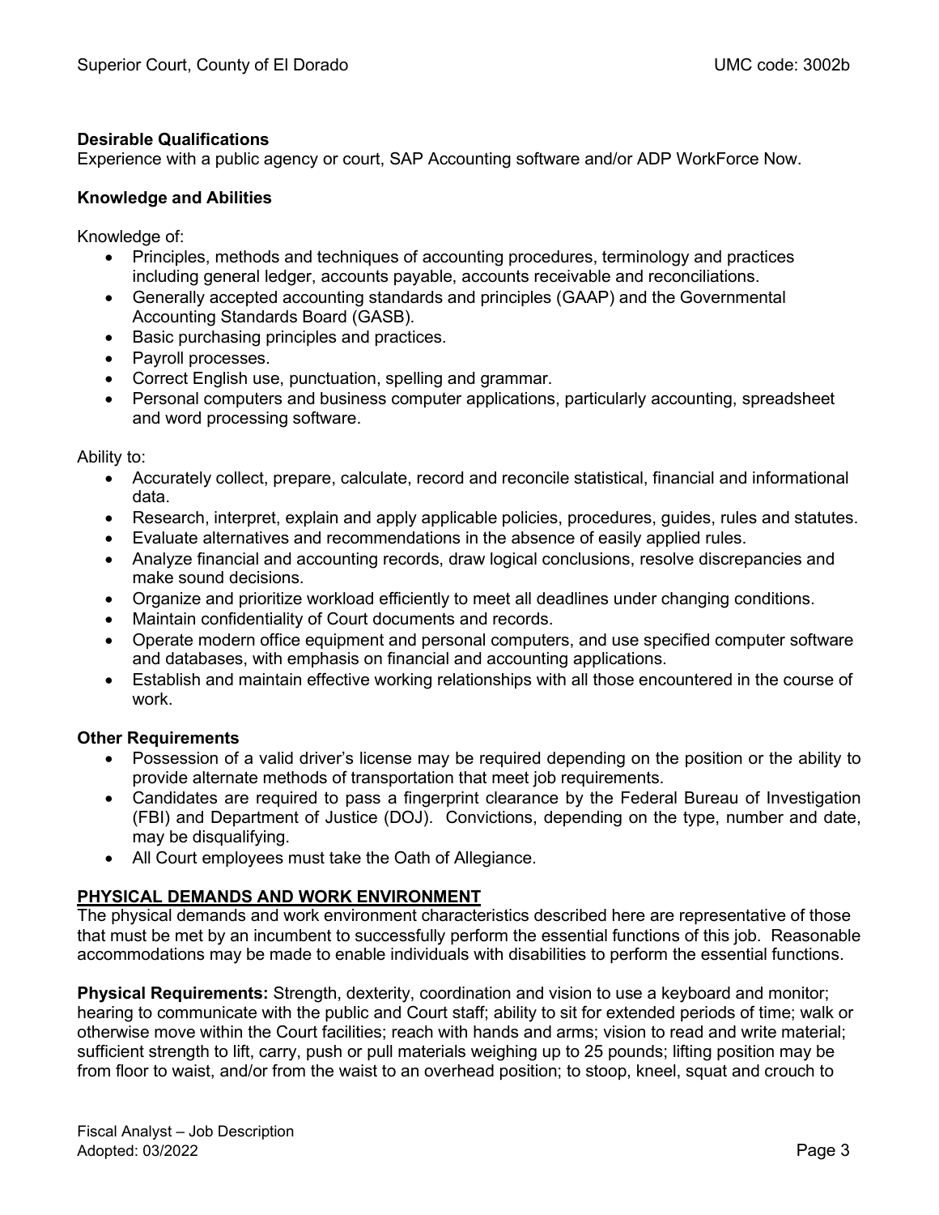**Desirable Qualifications**
Experience with a public agency or court, SAP Accounting software and/or ADP WorkForce Now.

**Knowledge and Abilities**

Knowledge of:

- Principles, methods and techniques of accounting procedures, terminology and practices including general ledger, accounts payable, accounts receivable and reconciliations.
- Generally accepted accounting standards and principles (GAAP) and the Governmental Accounting Standards Board (GASB).
- Basic purchasing principles and practices.
- Payroll processes.
- Correct English use, punctuation, spelling and grammar.
- Personal computers and business computer applications, particularly accounting, spreadsheet and word processing software.

Ability to:

- Accurately collect, prepare, calculate, record and reconcile statistical, financial and informational data.
- Research, interpret, explain and apply applicable policies, procedures, guides, rules and statutes.
- Evaluate alternatives and recommendations in the absence of easily applied rules.
- Analyze financial and accounting records, draw logical conclusions, resolve discrepancies and make sound decisions.
- Organize and prioritize workload efficiently to meet all deadlines under changing conditions.
- Maintain confidentiality of Court documents and records.
- Operate modern office equipment and personal computers, and use specified computer software and databases, with emphasis on financial and accounting applications.
- Establish and maintain effective working relationships with all those encountered in the course of work.

**Other Requirements**

- Possession of a valid driver's license may be required depending on the position or the ability to provide alternate methods of transportation that meet job requirements.
- Candidates are required to pass a fingerprint clearance by the Federal Bureau of Investigation (FBI) and Department of Justice (DOJ). Convictions, depending on the type, number and date, may be disqualifying.
- All Court employees must take the Oath of Allegiance.

## PHYSICAL DEMANDS AND WORK ENVIRONMENT

The physical demands and work environment characteristics described here are representative of those that must be met by an incumbent to successfully perform the essential functions of this job. Reasonable accommodations may be made to enable individuals with disabilities to perform the essential functions.

**Physical Requirements:** Strength, dexterity, coordination and vision to use a keyboard and monitor; hearing to communicate with the public and Court staff; ability to sit for extended periods of time; walk or otherwise move within the Court facilities; reach with hands and arms; vision to read and write material; sufficient strength to lift, carry, push or pull materials weighing up to 25 pounds; lifting position may be from floor to waist, and/or from the waist to an overhead position; to stoop, kneel, squat and crouch to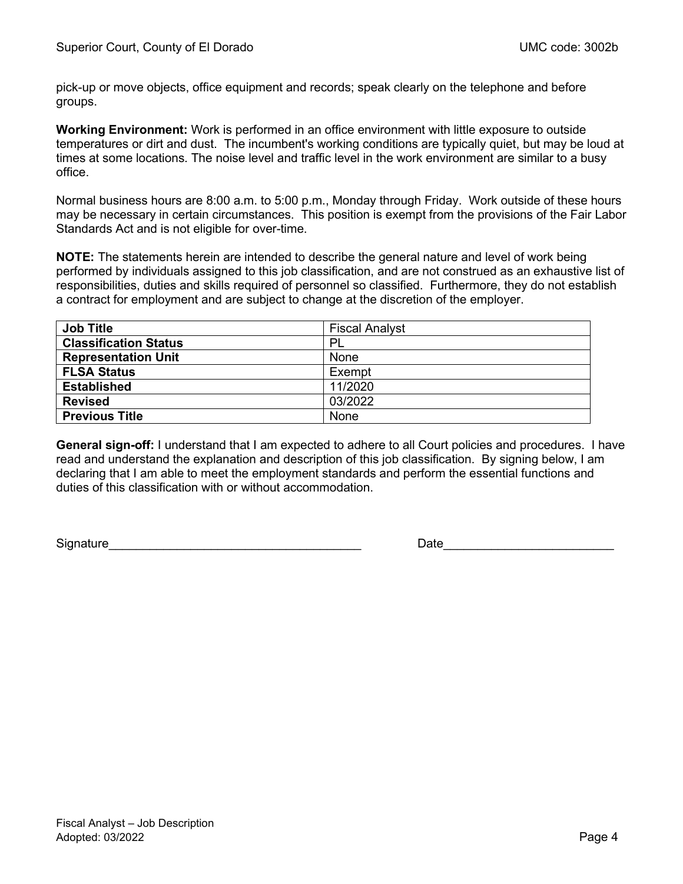pick-up or move objects, office equipment and records; speak clearly on the telephone and before groups.

**Working Environment:** Work is performed in an office environment with little exposure to outside temperatures or dirt and dust. The incumbent's working conditions are typically quiet, but may be loud at times at some locations. The noise level and traffic level in the work environment are similar to a busy office.

Normal business hours are 8:00 a.m. to 5:00 p.m., Monday through Friday. Work outside of these hours may be necessary in certain circumstances. This position is exempt from the provisions of the Fair Labor Standards Act and is not eligible for over-time.

**NOTE:** The statements herein are intended to describe the general nature and level of work being performed by individuals assigned to this job classification, and are not construed as an exhaustive list of responsibilities, duties and skills required of personnel so classified. Furthermore, they do not establish a contract for employment and are subject to change at the discretion of the employer.

| | |
|---|---|
| **Job Title** | Fiscal Analyst |
| **Classification Status** | PL |
| **Representation Unit** | None |
| **FLSA Status** | Exempt |
| **Established** | 11/2020 |
| **Revised** | 03/2022 |
| **Previous Title** | None |

**General sign-off:** I understand that I am expected to adhere to all Court policies and procedures. I have read and understand the explanation and description of this job classification. By signing below, I am declaring that I am able to meet the employment standards and perform the essential functions and duties of this classification with or without accommodation.

Signature_____________________________________ Date_________________________